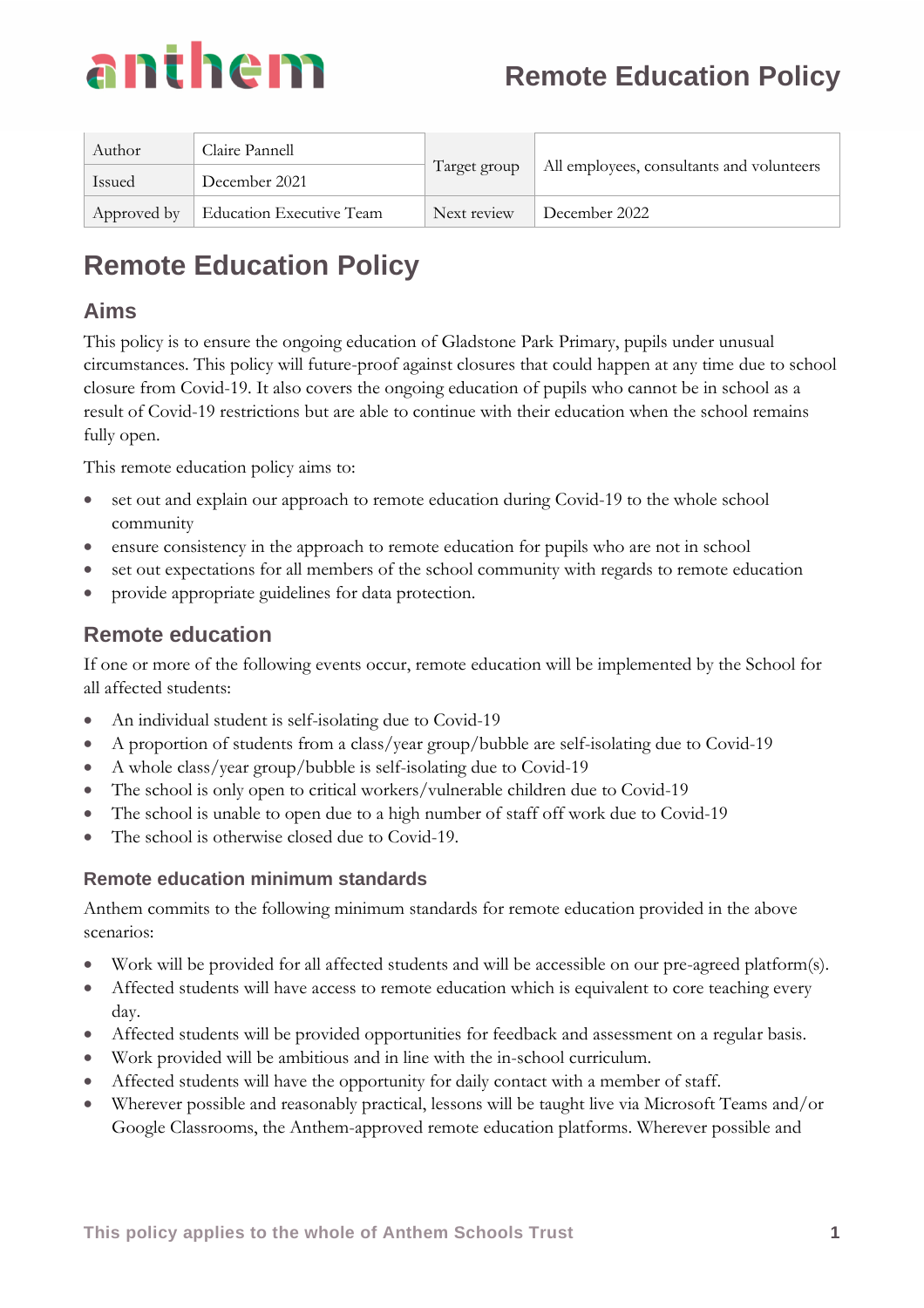| Author | Claire Pannell | Target group | All employees, consultants and volunteers |
| --- | --- | --- | --- |
| Issued | December 2021 | | |
| Approved by | Education Executive Team | Next review | December 2022 |

# Remote Education Policy

## Aims

This policy is to ensure the ongoing education of Gladstone Park Primary, pupils under unusual circumstances. This policy will future-proof against closures that could happen at any time due to school closure from Covid-19. It also covers the ongoing education of pupils who cannot be in school as a result of Covid-19 restrictions but are able to continue with their education when the school remains fully open.

This remote education policy aims to:

- set out and explain our approach to remote education during Covid-19 to the whole school community
- ensure consistency in the approach to remote education for pupils who are not in school
- set out expectations for all members of the school community with regards to remote education
- provide appropriate guidelines for data protection.

## Remote education

If one or more of the following events occur, remote education will be implemented by the School for all affected students:

- An individual student is self-isolating due to Covid-19
- A proportion of students from a class/year group/bubble are self-isolating due to Covid-19
- A whole class/year group/bubble is self-isolating due to Covid-19
- The school is only open to critical workers/vulnerable children due to Covid-19
- The school is unable to open due to a high number of staff off work due to Covid-19
- The school is otherwise closed due to Covid-19.

### Remote education minimum standards

Anthem commits to the following minimum standards for remote education provided in the above scenarios:

- Work will be provided for all affected students and will be accessible on our pre-agreed platform(s).
- Affected students will have access to remote education which is equivalent to core teaching every day.
- Affected students will be provided opportunities for feedback and assessment on a regular basis.
- Work provided will be ambitious and in line with the in-school curriculum.
- Affected students will have the opportunity for daily contact with a member of staff.
- Wherever possible and reasonably practical, lessons will be taught live via Microsoft Teams and/or Google Classrooms, the Anthem-approved remote education platforms. Wherever possible and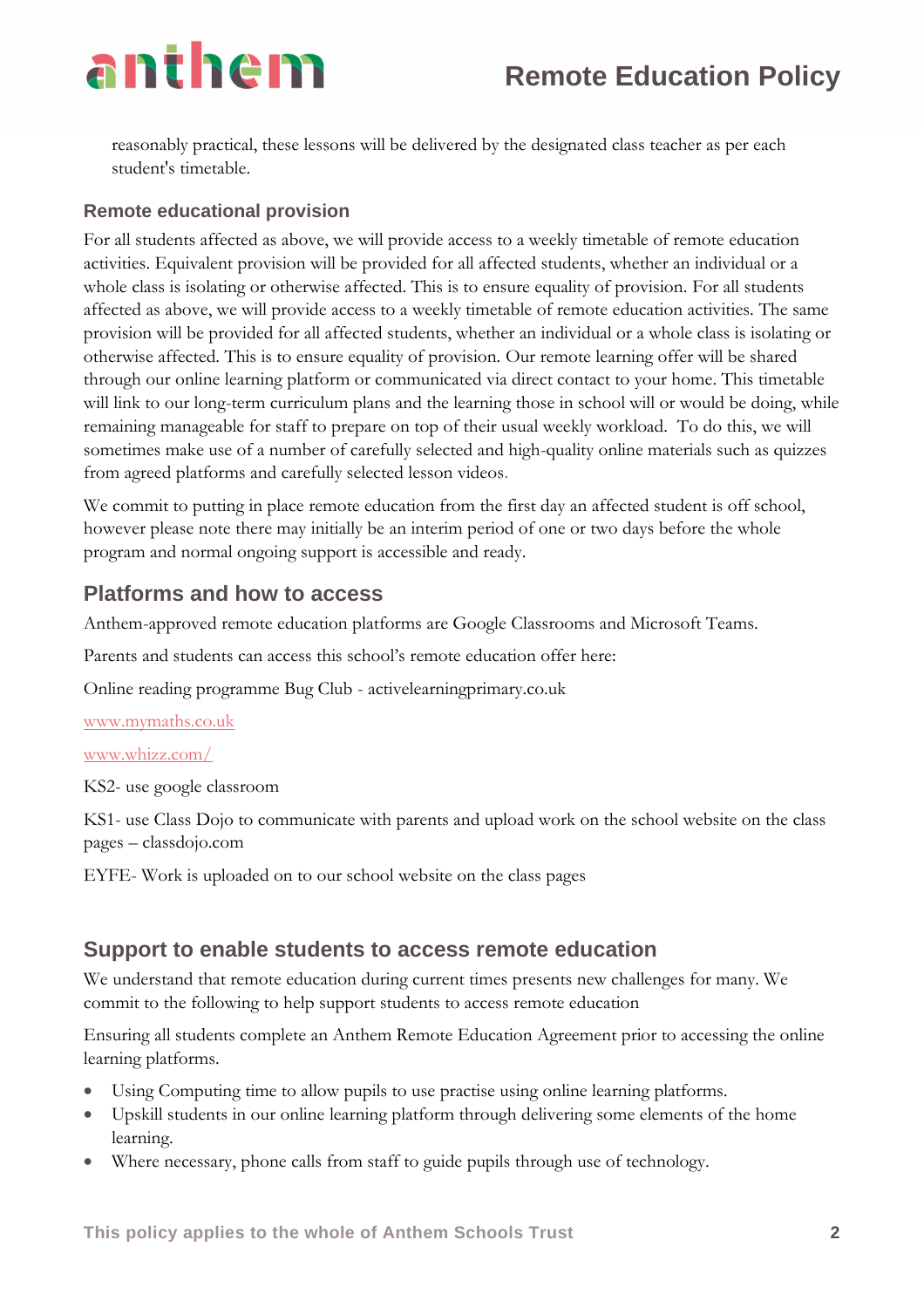reasonably practical, these lessons will be delivered by the designated class teacher as per each student's timetable.

### Remote educational provision

For all students affected as above, we will provide access to a weekly timetable of remote education activities. Equivalent provision will be provided for all affected students, whether an individual or a whole class is isolating or otherwise affected. This is to ensure equality of provision. For all students affected as above, we will provide access to a weekly timetable of remote education activities. The same provision will be provided for all affected students, whether an individual or a whole class is isolating or otherwise affected. This is to ensure equality of provision. Our remote learning offer will be shared through our online learning platform or communicated via direct contact to your home. This timetable will link to our long-term curriculum plans and the learning those in school will or would be doing, while remaining manageable for staff to prepare on top of their usual weekly workload. To do this, we will sometimes make use of a number of carefully selected and high-quality online materials such as quizzes from agreed platforms and carefully selected lesson videos.

We commit to putting in place remote education from the first day an affected student is off school, however please note there may initially be an interim period of one or two days before the whole program and normal ongoing support is accessible and ready.

## Platforms and how to access

Anthem-approved remote education platforms are Google Classrooms and Microsoft Teams.

Parents and students can access this school's remote education offer here:

Online reading programme Bug Club - activelearningprimary.co.uk

www.mymaths.co.uk

www.whizz.com/

KS2- use google classroom

KS1- use Class Dojo to communicate with parents and upload work on the school website on the class pages – classdojo.com

EYFE- Work is uploaded on to our school website on the class pages

## Support to enable students to access remote education

We understand that remote education during current times presents new challenges for many. We commit to the following to help support students to access remote education

Ensuring all students complete an Anthem Remote Education Agreement prior to accessing the online learning platforms.

- Using Computing time to allow pupils to use practise using online learning platforms.
- Upskill students in our online learning platform through delivering some elements of the home learning.
- Where necessary, phone calls from staff to guide pupils through use of technology.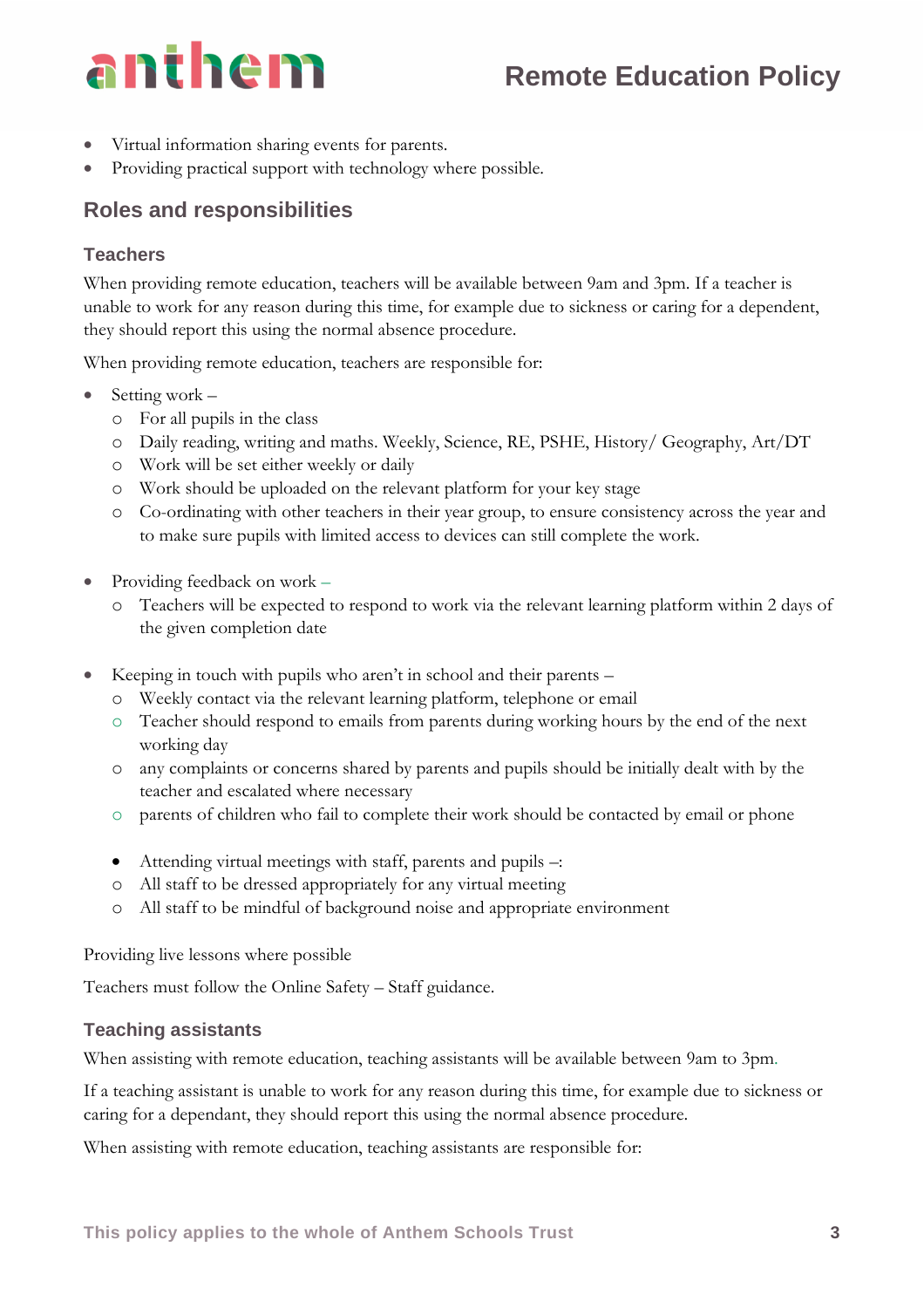- Virtual information sharing events for parents.
- Providing practical support with technology where possible.

## Roles and responsibilities

### Teachers

When providing remote education, teachers will be available between 9am and 3pm. If a teacher is unable to work for any reason during this time, for example due to sickness or caring for a dependent, they should report this using the normal absence procedure.

When providing remote education, teachers are responsible for:

- Setting work –
  - For all pupils in the class
  - Daily reading, writing and maths. Weekly, Science, RE, PSHE, History/ Geography, Art/DT
  - Work will be set either weekly or daily
  - Work should be uploaded on the relevant platform for your key stage
  - Co-ordinating with other teachers in their year group, to ensure consistency across the year and to make sure pupils with limited access to devices can still complete the work.

- Providing feedback on work –
  - Teachers will be expected to respond to work via the relevant learning platform within 2 days of the given completion date

- Keeping in touch with pupils who aren't in school and their parents –
  - Weekly contact via the relevant learning platform, telephone or email
  - Teacher should respond to emails from parents during working hours by the end of the next working day
  - any complaints or concerns shared by parents and pupils should be initially dealt with by the teacher and escalated where necessary
  - parents of children who fail to complete their work should be contacted by email or phone

- Attending virtual meetings with staff, parents and pupils –:
  - All staff to be dressed appropriately for any virtual meeting
  - All staff to be mindful of background noise and appropriate environment

Providing live lessons where possible

Teachers must follow the Online Safety – Staff guidance.

### Teaching assistants

When assisting with remote education, teaching assistants will be available between 9am to 3pm.

If a teaching assistant is unable to work for any reason during this time, for example due to sickness or caring for a dependant, they should report this using the normal absence procedure.

When assisting with remote education, teaching assistants are responsible for: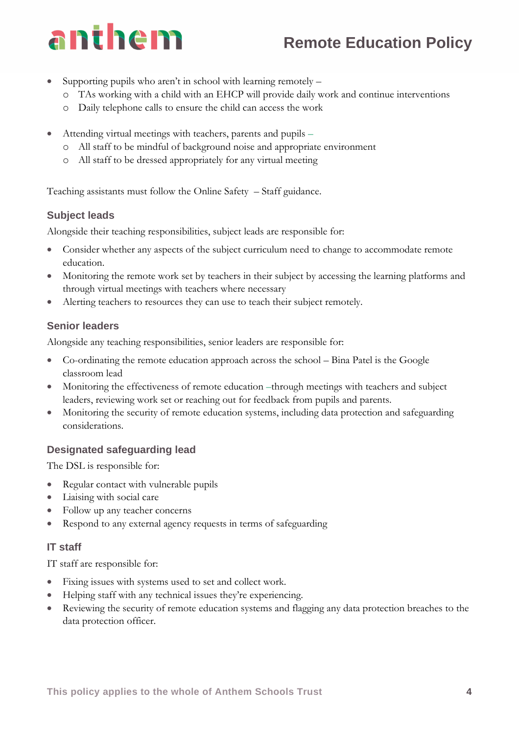- Supporting pupils who aren't in school with learning remotely –
  - TAs working with a child with an EHCP will provide daily work and continue interventions
  - Daily telephone calls to ensure the child can access the work

- Attending virtual meetings with teachers, parents and pupils –
  - All staff to be mindful of background noise and appropriate environment
  - All staff to be dressed appropriately for any virtual meeting

Teaching assistants must follow the Online Safety – Staff guidance.

### Subject leads

Alongside their teaching responsibilities, subject leads are responsible for:

- Consider whether any aspects of the subject curriculum need to change to accommodate remote education.
- Monitoring the remote work set by teachers in their subject by accessing the learning platforms and through virtual meetings with teachers where necessary
- Alerting teachers to resources they can use to teach their subject remotely.

### Senior leaders

Alongside any teaching responsibilities, senior leaders are responsible for:

- Co-ordinating the remote education approach across the school – Bina Patel is the Google classroom lead
- Monitoring the effectiveness of remote education –through meetings with teachers and subject leaders, reviewing work set or reaching out for feedback from pupils and parents.
- Monitoring the security of remote education systems, including data protection and safeguarding considerations.

### Designated safeguarding lead

The DSL is responsible for:

- Regular contact with vulnerable pupils
- Liaising with social care
- Follow up any teacher concerns
- Respond to any external agency requests in terms of safeguarding

### IT staff

IT staff are responsible for:

- Fixing issues with systems used to set and collect work.
- Helping staff with any technical issues they're experiencing.
- Reviewing the security of remote education systems and flagging any data protection breaches to the data protection officer.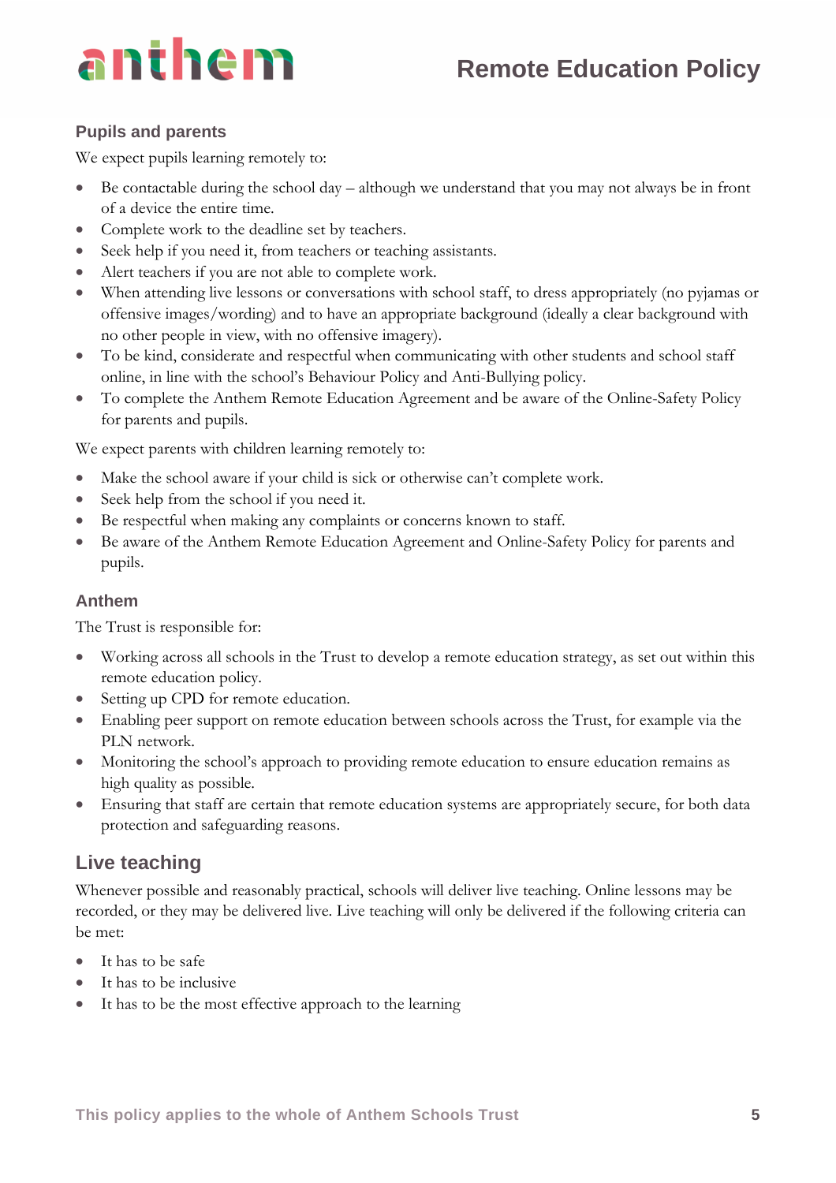### Pupils and parents

We expect pupils learning remotely to:

- Be contactable during the school day – although we understand that you may not always be in front of a device the entire time.
- Complete work to the deadline set by teachers.
- Seek help if you need it, from teachers or teaching assistants.
- Alert teachers if you are not able to complete work.
- When attending live lessons or conversations with school staff, to dress appropriately (no pyjamas or offensive images/wording) and to have an appropriate background (ideally a clear background with no other people in view, with no offensive imagery).
- To be kind, considerate and respectful when communicating with other students and school staff online, in line with the school's Behaviour Policy and Anti-Bullying policy.
- To complete the Anthem Remote Education Agreement and be aware of the Online-Safety Policy for parents and pupils.

We expect parents with children learning remotely to:

- Make the school aware if your child is sick or otherwise can't complete work.
- Seek help from the school if you need it.
- Be respectful when making any complaints or concerns known to staff.
- Be aware of the Anthem Remote Education Agreement and Online-Safety Policy for parents and pupils.

### Anthem

The Trust is responsible for:

- Working across all schools in the Trust to develop a remote education strategy, as set out within this remote education policy.
- Setting up CPD for remote education.
- Enabling peer support on remote education between schools across the Trust, for example via the PLN network.
- Monitoring the school's approach to providing remote education to ensure education remains as high quality as possible.
- Ensuring that staff are certain that remote education systems are appropriately secure, for both data protection and safeguarding reasons.

## Live teaching

Whenever possible and reasonably practical, schools will deliver live teaching. Online lessons may be recorded, or they may be delivered live. Live teaching will only be delivered if the following criteria can be met:

- It has to be safe
- It has to be inclusive
- It has to be the most effective approach to the learning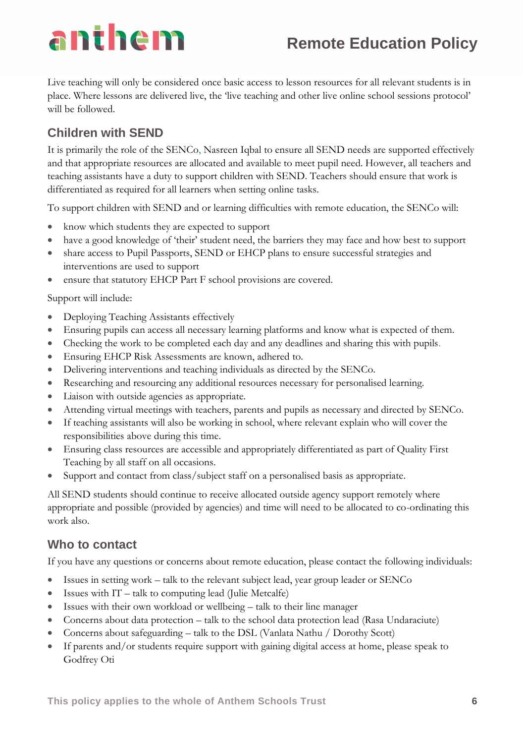Live teaching will only be considered once basic access to lesson resources for all relevant students is in place. Where lessons are delivered live, the 'live teaching and other live online school sessions protocol' will be followed.

## Children with SEND

It is primarily the role of the SENCo, Nasreen Iqbal to ensure all SEND needs are supported effectively and that appropriate resources are allocated and available to meet pupil need. However, all teachers and teaching assistants have a duty to support children with SEND. Teachers should ensure that work is differentiated as required for all learners when setting online tasks.

To support children with SEND and or learning difficulties with remote education, the SENCo will:

- know which students they are expected to support
- have a good knowledge of 'their' student need, the barriers they may face and how best to support
- share access to Pupil Passports, SEND or EHCP plans to ensure successful strategies and interventions are used to support
- ensure that statutory EHCP Part F school provisions are covered.

Support will include:

- Deploying Teaching Assistants effectively
- Ensuring pupils can access all necessary learning platforms and know what is expected of them.
- Checking the work to be completed each day and any deadlines and sharing this with pupils.
- Ensuring EHCP Risk Assessments are known, adhered to.
- Delivering interventions and teaching individuals as directed by the SENCo.
- Researching and resourcing any additional resources necessary for personalised learning.
- Liaison with outside agencies as appropriate.
- Attending virtual meetings with teachers, parents and pupils as necessary and directed by SENCo.
- If teaching assistants will also be working in school, where relevant explain who will cover the responsibilities above during this time.
- Ensuring class resources are accessible and appropriately differentiated as part of Quality First Teaching by all staff on all occasions.
- Support and contact from class/subject staff on a personalised basis as appropriate.

All SEND students should continue to receive allocated outside agency support remotely where appropriate and possible (provided by agencies) and time will need to be allocated to co-ordinating this work also.

## Who to contact

If you have any questions or concerns about remote education, please contact the following individuals:

- Issues in setting work – talk to the relevant subject lead, year group leader or SENCo
- Issues with IT – talk to computing lead (Julie Metcalfe)
- Issues with their own workload or wellbeing – talk to their line manager
- Concerns about data protection – talk to the school data protection lead (Rasa Undaraciute)
- Concerns about safeguarding – talk to the DSL (Vanlata Nathu / Dorothy Scott)
- If parents and/or students require support with gaining digital access at home, please speak to Godfrey Oti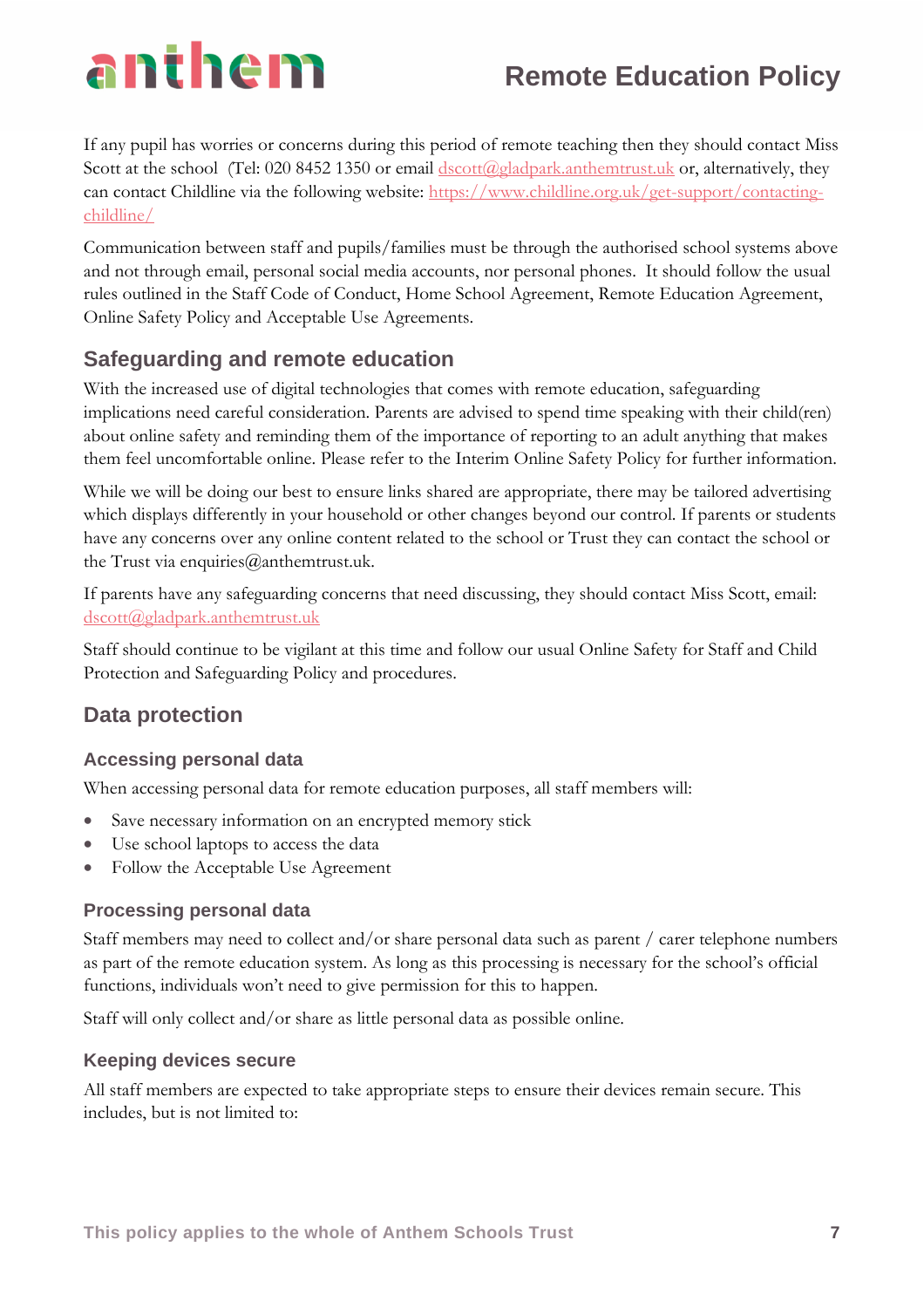If any pupil has worries or concerns during this period of remote teaching then they should contact Miss Scott at the school (Tel: 020 8452 1350 or email [dscott@gladpark.anthemtrust.uk](mailto:dscott@gladpark.anthemtrust.uk) or, alternatively, they can contact Childline via the following website: [https://www.childline.org.uk/get-support/contacting-childline/](https://www.childline.org.uk/get-support/contacting-childline/)

Communication between staff and pupils/families must be through the authorised school systems above and not through email, personal social media accounts, nor personal phones. It should follow the usual rules outlined in the Staff Code of Conduct, Home School Agreement, Remote Education Agreement, Online Safety Policy and Acceptable Use Agreements.

## Safeguarding and remote education

With the increased use of digital technologies that comes with remote education, safeguarding implications need careful consideration. Parents are advised to spend time speaking with their child(ren) about online safety and reminding them of the importance of reporting to an adult anything that makes them feel uncomfortable online. Please refer to the Interim Online Safety Policy for further information.

While we will be doing our best to ensure links shared are appropriate, there may be tailored advertising which displays differently in your household or other changes beyond our control. If parents or students have any concerns over any online content related to the school or Trust they can contact the school or the Trust via enquiries@anthemtrust.uk.

If parents have any safeguarding concerns that need discussing, they should contact Miss Scott, email: [dscott@gladpark.anthemtrust.uk](mailto:dscott@gladpark.anthemtrust.uk)

Staff should continue to be vigilant at this time and follow our usual Online Safety for Staff and Child Protection and Safeguarding Policy and procedures.

## Data protection

### Accessing personal data

When accessing personal data for remote education purposes, all staff members will:

- Save necessary information on an encrypted memory stick
- Use school laptops to access the data
- Follow the Acceptable Use Agreement

### Processing personal data

Staff members may need to collect and/or share personal data such as parent / carer telephone numbers as part of the remote education system. As long as this processing is necessary for the school's official functions, individuals won't need to give permission for this to happen.

Staff will only collect and/or share as little personal data as possible online.

### Keeping devices secure

All staff members are expected to take appropriate steps to ensure their devices remain secure. This includes, but is not limited to: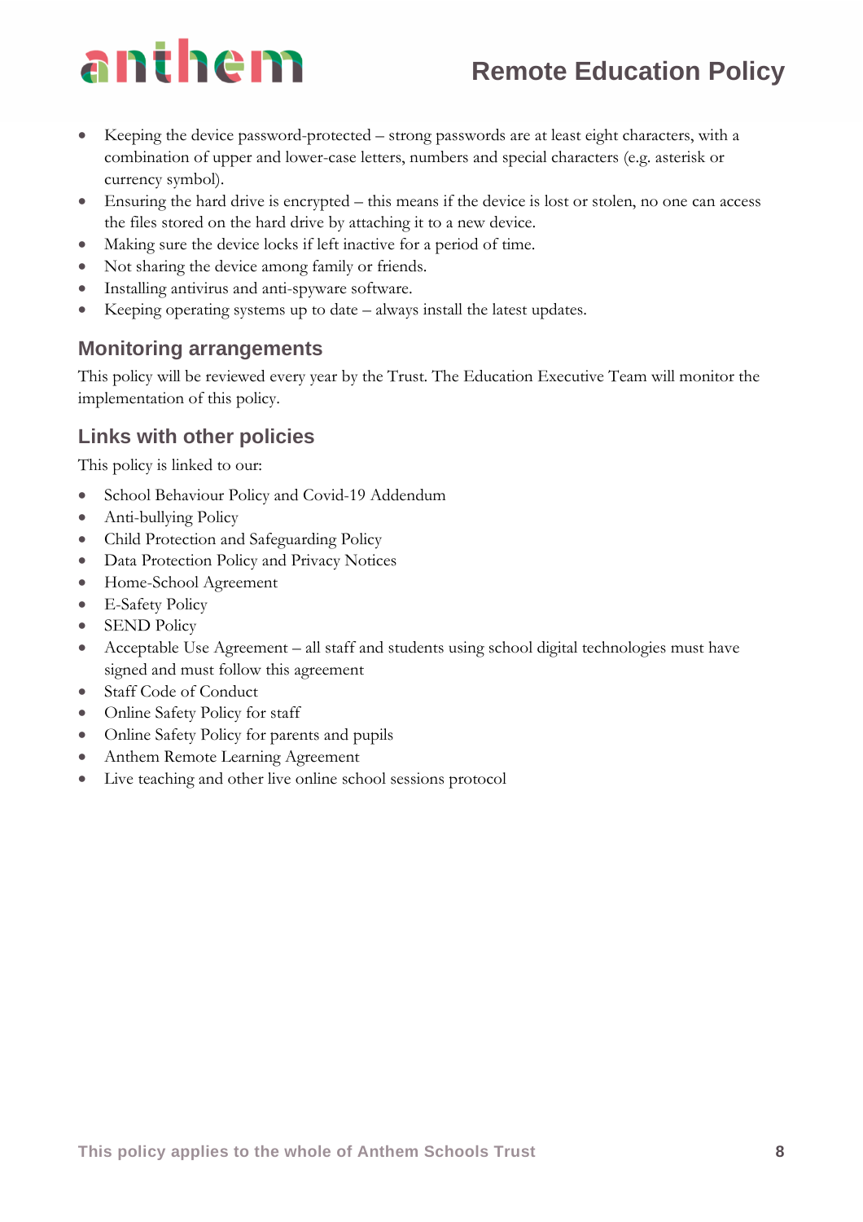- Keeping the device password-protected – strong passwords are at least eight characters, with a combination of upper and lower-case letters, numbers and special characters (e.g. asterisk or currency symbol).
- Ensuring the hard drive is encrypted – this means if the device is lost or stolen, no one can access the files stored on the hard drive by attaching it to a new device.
- Making sure the device locks if left inactive for a period of time.
- Not sharing the device among family or friends.
- Installing antivirus and anti-spyware software.
- Keeping operating systems up to date – always install the latest updates.

## Monitoring arrangements

This policy will be reviewed every year by the Trust. The Education Executive Team will monitor the implementation of this policy.

## Links with other policies

This policy is linked to our:

- School Behaviour Policy and Covid-19 Addendum
- Anti-bullying Policy
- Child Protection and Safeguarding Policy
- Data Protection Policy and Privacy Notices
- Home-School Agreement
- E-Safety Policy
- SEND Policy
- Acceptable Use Agreement – all staff and students using school digital technologies must have signed and must follow this agreement
- Staff Code of Conduct
- Online Safety Policy for staff
- Online Safety Policy for parents and pupils
- Anthem Remote Learning Agreement
- Live teaching and other live online school sessions protocol